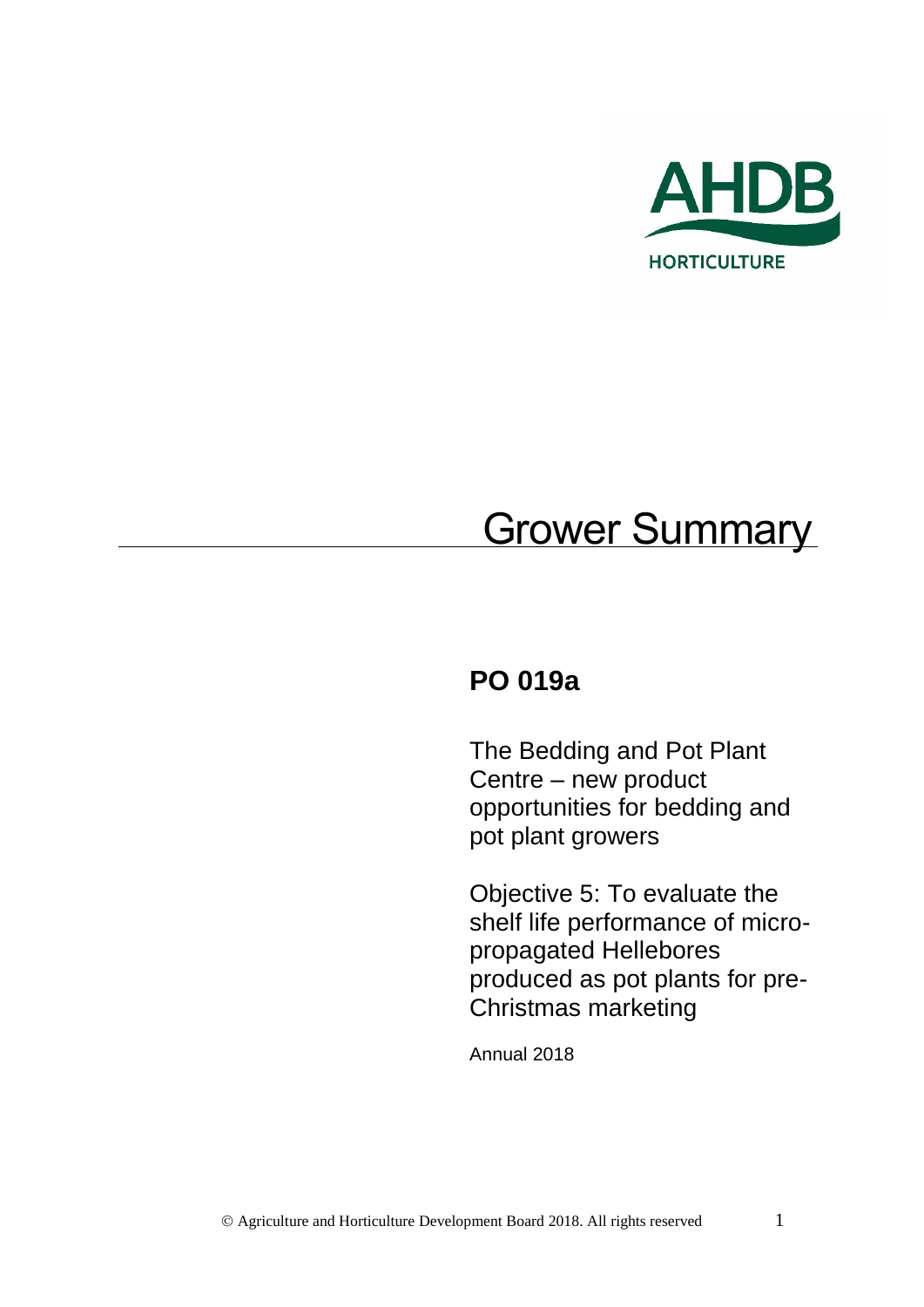AHDB

HORTICULTURE

# Grower Summary

## PO 019a

The Bedding and Pot Plant Centre – new product opportunities for bedding and pot plant growers

Objective 5: To evaluate the shelf life performance of micro-propagated Hellebores produced as pot plants for pre-Christmas marketing

Annual 2018

© Agriculture and Horticulture Development Board 2018. All rights reserved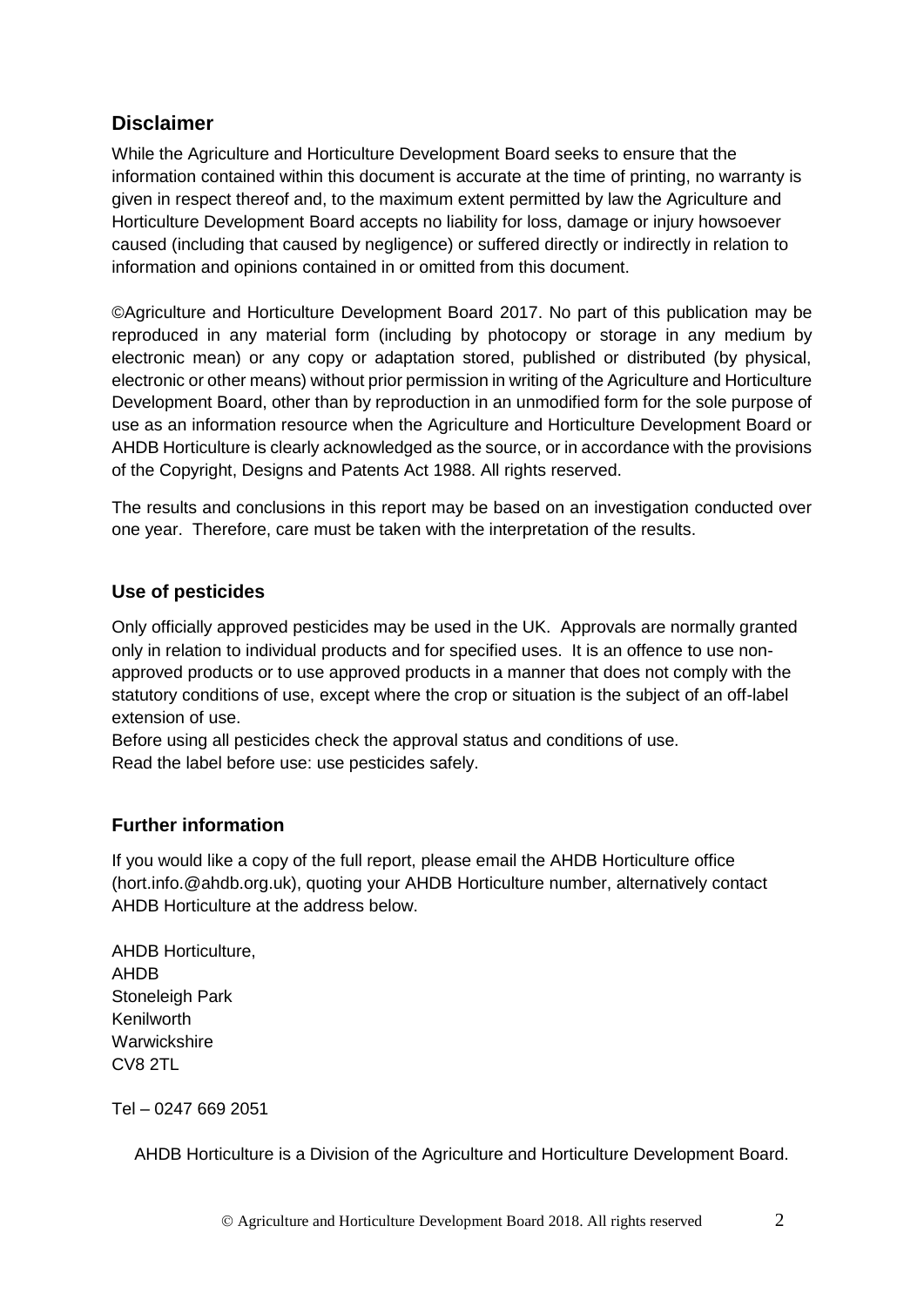## Disclaimer

While the Agriculture and Horticulture Development Board seeks to ensure that the information contained within this document is accurate at the time of printing, no warranty is given in respect thereof and, to the maximum extent permitted by law the Agriculture and Horticulture Development Board accepts no liability for loss, damage or injury howsoever caused (including that caused by negligence) or suffered directly or indirectly in relation to information and opinions contained in or omitted from this document.

©Agriculture and Horticulture Development Board 2017. No part of this publication may be reproduced in any material form (including by photocopy or storage in any medium by electronic mean) or any copy or adaptation stored, published or distributed (by physical, electronic or other means) without prior permission in writing of the Agriculture and Horticulture Development Board, other than by reproduction in an unmodified form for the sole purpose of use as an information resource when the Agriculture and Horticulture Development Board or AHDB Horticulture is clearly acknowledged as the source, or in accordance with the provisions of the Copyright, Designs and Patents Act 1988. All rights reserved.

The results and conclusions in this report may be based on an investigation conducted over one year. Therefore, care must be taken with the interpretation of the results.

### Use of pesticides

Only officially approved pesticides may be used in the UK. Approvals are normally granted only in relation to individual products and for specified uses. It is an offence to use non-approved products or to use approved products in a manner that does not comply with the statutory conditions of use, except where the crop or situation is the subject of an off-label extension of use.

Before using all pesticides check the approval status and conditions of use.

Read the label before use: use pesticides safely.

### Further information

If you would like a copy of the full report, please email the AHDB Horticulture office (hort.info.@ahdb.org.uk), quoting your AHDB Horticulture number, alternatively contact AHDB Horticulture at the address below.

AHDB Horticulture,
AHDB
Stoneleigh Park
Kenilworth
Warwickshire
CV8 2TL

Tel – 0247 669 2051

AHDB Horticulture is a Division of the Agriculture and Horticulture Development Board.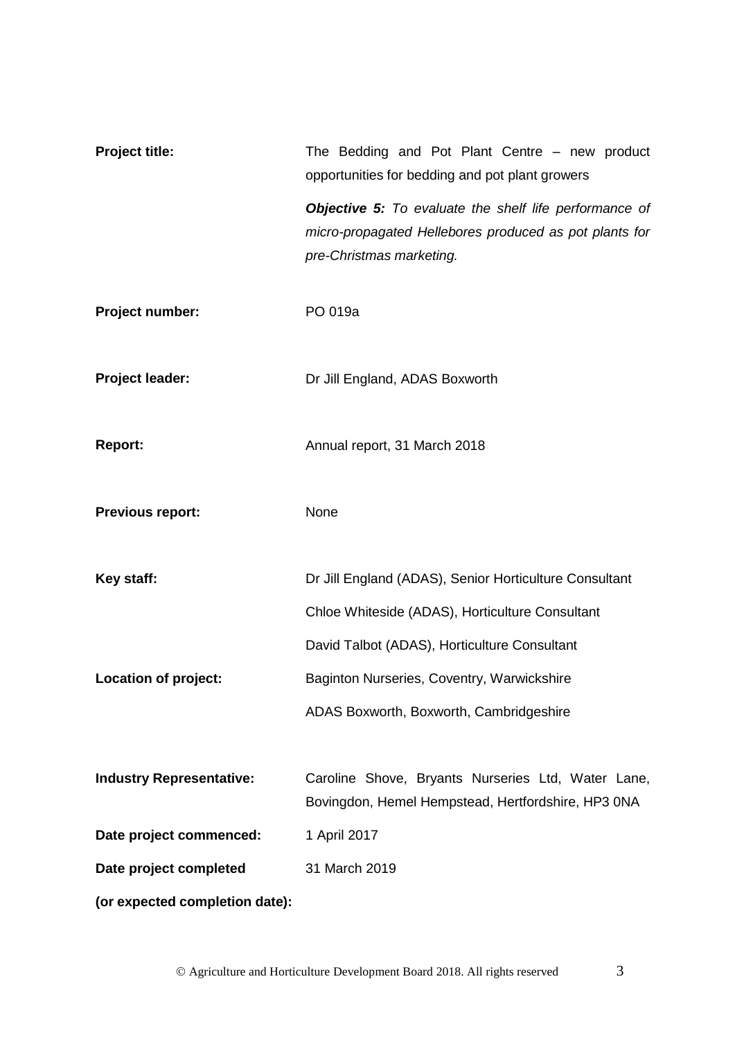| | |
|---|---|
| **Project title:** | The Bedding and Pot Plant Centre – new product opportunities for bedding and pot plant growers<br><br>***Objective 5:*** *To evaluate the shelf life performance of micro-propagated Hellebores produced as pot plants for pre-Christmas marketing.* |
| **Project number:** | PO 019a |
| **Project leader:** | Dr Jill England, ADAS Boxworth |
| **Report:** | Annual report, 31 March 2018 |
| **Previous report:** | None |
| **Key staff:** | Dr Jill England (ADAS), Senior Horticulture Consultant<br>Chloe Whiteside (ADAS), Horticulture Consultant<br>David Talbot (ADAS), Horticulture Consultant |
| **Location of project:** | Baginton Nurseries, Coventry, Warwickshire<br>ADAS Boxworth, Boxworth, Cambridgeshire |
| **Industry Representative:** | Caroline Shove, Bryants Nurseries Ltd, Water Lane, Bovingdon, Hemel Hempstead, Hertfordshire, HP3 0NA |
| **Date project commenced:** | 1 April 2017 |
| **Date project completed (or expected completion date):** | 31 March 2019 |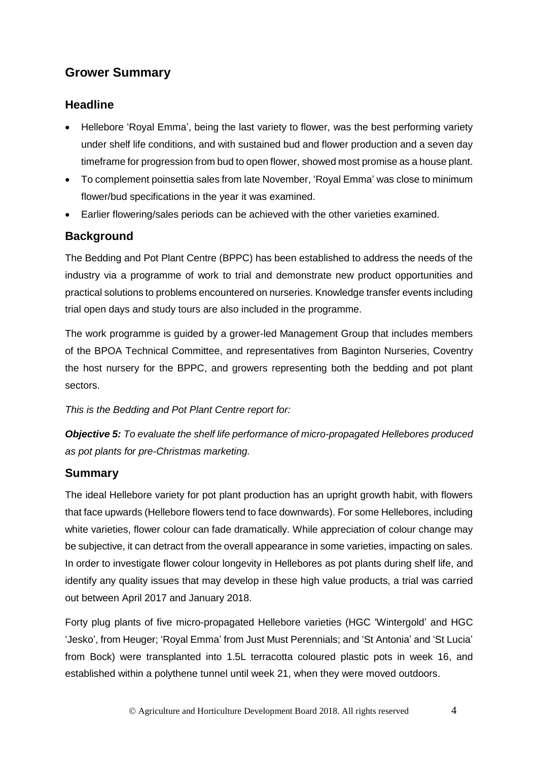## Grower Summary

### Headline

- Hellebore 'Royal Emma', being the last variety to flower, was the best performing variety under shelf life conditions, and with sustained bud and flower production and a seven day timeframe for progression from bud to open flower, showed most promise as a house plant.
- To complement poinsettia sales from late November, 'Royal Emma' was close to minimum flower/bud specifications in the year it was examined.
- Earlier flowering/sales periods can be achieved with the other varieties examined.

### Background

The Bedding and Pot Plant Centre (BPPC) has been established to address the needs of the industry via a programme of work to trial and demonstrate new product opportunities and practical solutions to problems encountered on nurseries. Knowledge transfer events including trial open days and study tours are also included in the programme.

The work programme is guided by a grower-led Management Group that includes members of the BPOA Technical Committee, and representatives from Baginton Nurseries, Coventry the host nursery for the BPPC, and growers representing both the bedding and pot plant sectors.

*This is the Bedding and Pot Plant Centre report for:*

***Objective 5:*** *To evaluate the shelf life performance of micro-propagated Hellebores produced as pot plants for pre-Christmas marketing.*

### Summary

The ideal Hellebore variety for pot plant production has an upright growth habit, with flowers that face upwards (Hellebore flowers tend to face downwards). For some Hellebores, including white varieties, flower colour can fade dramatically. While appreciation of colour change may be subjective, it can detract from the overall appearance in some varieties, impacting on sales. In order to investigate flower colour longevity in Hellebores as pot plants during shelf life, and identify any quality issues that may develop in these high value products, a trial was carried out between April 2017 and January 2018.

Forty plug plants of five micro-propagated Hellebore varieties (HGC 'Wintergold' and HGC 'Jesko', from Heuger; 'Royal Emma' from Just Must Perennials; and 'St Antonia' and 'St Lucia' from Bock) were transplanted into 1.5L terracotta coloured plastic pots in week 16, and established within a polythene tunnel until week 21, when they were moved outdoors.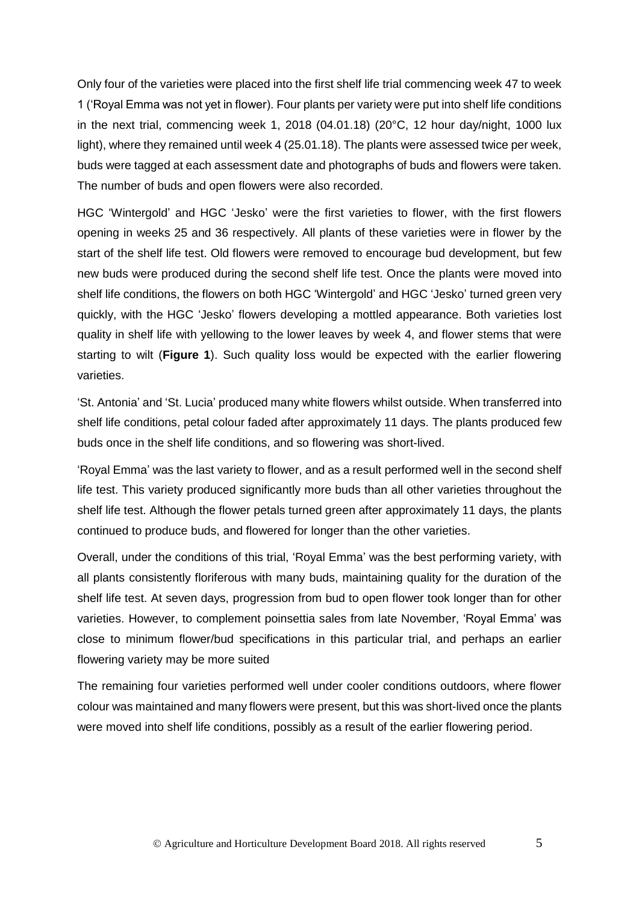Only four of the varieties were placed into the first shelf life trial commencing week 47 to week 1 ('Royal Emma was not yet in flower). Four plants per variety were put into shelf life conditions in the next trial, commencing week 1, 2018 (04.01.18) (20°C, 12 hour day/night, 1000 lux light), where they remained until week 4 (25.01.18). The plants were assessed twice per week, buds were tagged at each assessment date and photographs of buds and flowers were taken. The number of buds and open flowers were also recorded.

HGC 'Wintergold' and HGC 'Jesko' were the first varieties to flower, with the first flowers opening in weeks 25 and 36 respectively. All plants of these varieties were in flower by the start of the shelf life test. Old flowers were removed to encourage bud development, but few new buds were produced during the second shelf life test. Once the plants were moved into shelf life conditions, the flowers on both HGC 'Wintergold' and HGC 'Jesko' turned green very quickly, with the HGC 'Jesko' flowers developing a mottled appearance. Both varieties lost quality in shelf life with yellowing to the lower leaves by week 4, and flower stems that were starting to wilt (**Figure 1**). Such quality loss would be expected with the earlier flowering varieties.

'St. Antonia' and 'St. Lucia' produced many white flowers whilst outside. When transferred into shelf life conditions, petal colour faded after approximately 11 days. The plants produced few buds once in the shelf life conditions, and so flowering was short-lived.

'Royal Emma' was the last variety to flower, and as a result performed well in the second shelf life test. This variety produced significantly more buds than all other varieties throughout the shelf life test. Although the flower petals turned green after approximately 11 days, the plants continued to produce buds, and flowered for longer than the other varieties.

Overall, under the conditions of this trial, 'Royal Emma' was the best performing variety, with all plants consistently floriferous with many buds, maintaining quality for the duration of the shelf life test. At seven days, progression from bud to open flower took longer than for other varieties. However, to complement poinsettia sales from late November, 'Royal Emma' was close to minimum flower/bud specifications in this particular trial, and perhaps an earlier flowering variety may be more suited

The remaining four varieties performed well under cooler conditions outdoors, where flower colour was maintained and many flowers were present, but this was short-lived once the plants were moved into shelf life conditions, possibly as a result of the earlier flowering period.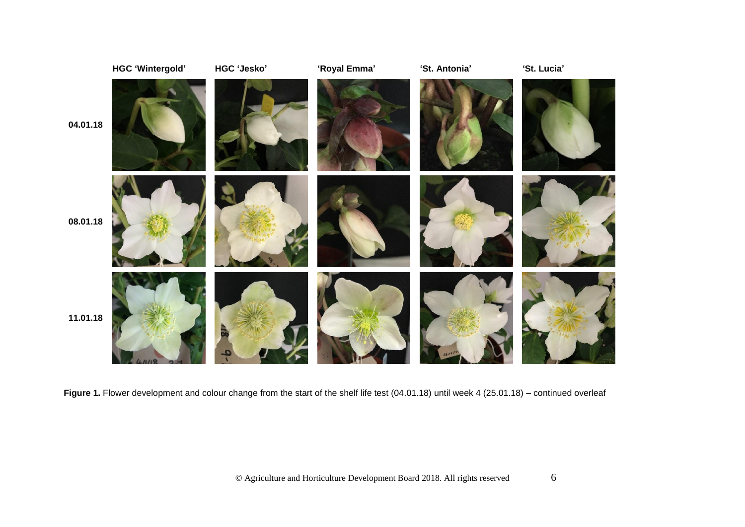**Figure 1.** Flower development and colour change from the start of the shelf life test (04.01.18) until week 4 (25.01.18) – continued overleaf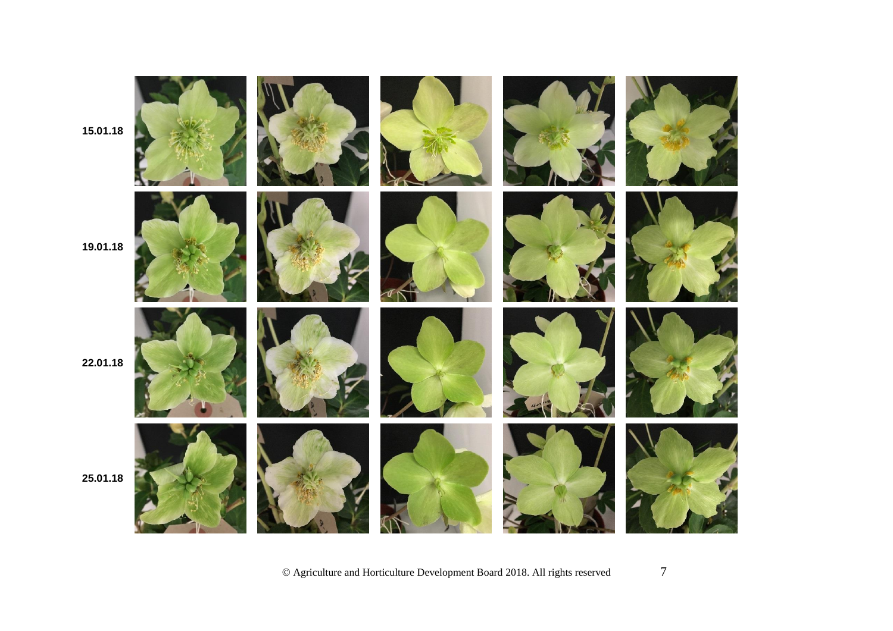15.01.18

19.01.18

22.01.18

25.01.18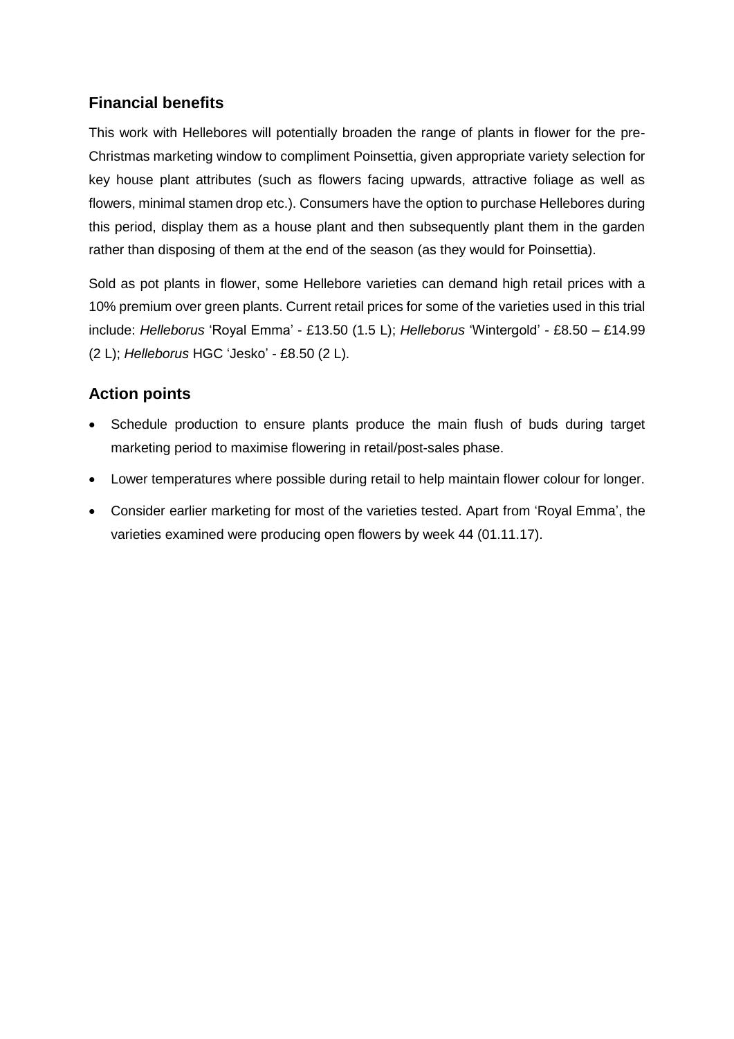## Financial benefits

This work with Hellebores will potentially broaden the range of plants in flower for the pre-Christmas marketing window to compliment Poinsettia, given appropriate variety selection for key house plant attributes (such as flowers facing upwards, attractive foliage as well as flowers, minimal stamen drop etc.). Consumers have the option to purchase Hellebores during this period, display them as a house plant and then subsequently plant them in the garden rather than disposing of them at the end of the season (as they would for Poinsettia).

Sold as pot plants in flower, some Hellebore varieties can demand high retail prices with a 10% premium over green plants. Current retail prices for some of the varieties used in this trial include: *Helleborus* 'Royal Emma' - £13.50 (1.5 L); *Helleborus* 'Wintergold' - £8.50 – £14.99 (2 L); *Helleborus* HGC 'Jesko' - £8.50 (2 L).

## Action points

- Schedule production to ensure plants produce the main flush of buds during target marketing period to maximise flowering in retail/post-sales phase.
- Lower temperatures where possible during retail to help maintain flower colour for longer.
- Consider earlier marketing for most of the varieties tested. Apart from 'Royal Emma', the varieties examined were producing open flowers by week 44 (01.11.17).